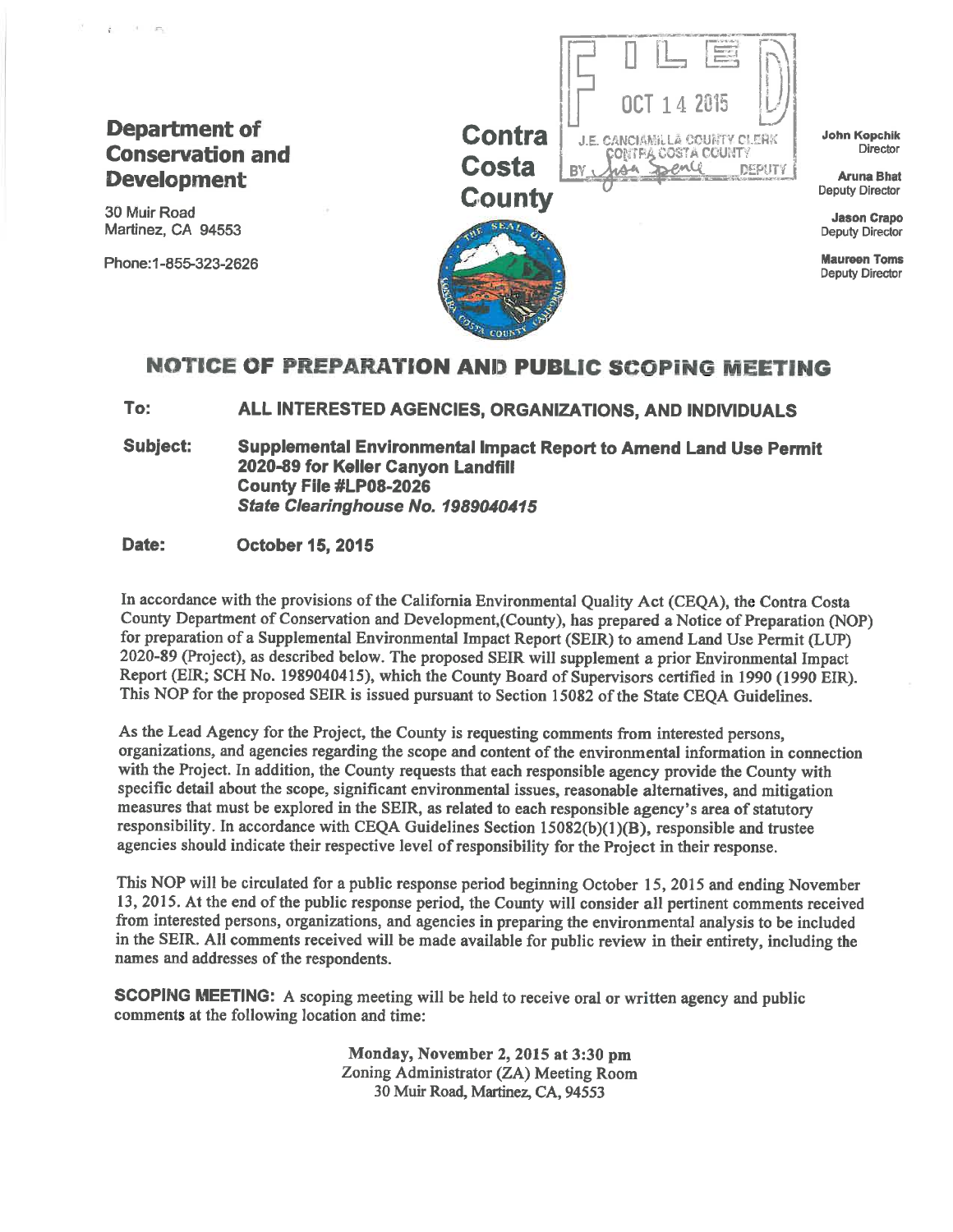**Department of Conservation and Development**

30 Muir Road
Martinez, CA 94553

Phone:1-855-323-2626

**Contra Costa County**

FILED
OCT 14 2015
J.E. CANCIAMILLA COUNTY CLERK
CONTRA COSTA COUNTY
BY Lisa Spence DEPUTY

**John Kopchik**
Director

**Aruna Bhat**
Deputy Director

**Jason Crapo**
Deputy Director

**Maureen Toms**
Deputy Director

# NOTICE OF PREPARATION AND PUBLIC SCOPING MEETING

**To:** **ALL INTERESTED AGENCIES, ORGANIZATIONS, AND INDIVIDUALS**

**Subject:** **Supplemental Environmental Impact Report to Amend Land Use Permit 2020-89 for Keller Canyon Landfill**
**County File #LP08-2026**
***State Clearinghouse No. 1989040415***

**Date:** **October 15, 2015**

In accordance with the provisions of the California Environmental Quality Act (CEQA), the Contra Costa County Department of Conservation and Development,(County), has prepared a Notice of Preparation (NOP) for preparation of a Supplemental Environmental Impact Report (SEIR) to amend Land Use Permit (LUP) 2020-89 (Project), as described below. The proposed SEIR will supplement a prior Environmental Impact Report (EIR; SCH No. 1989040415), which the County Board of Supervisors certified in 1990 (1990 EIR). This NOP for the proposed SEIR is issued pursuant to Section 15082 of the State CEQA Guidelines.

As the Lead Agency for the Project, the County is requesting comments from interested persons, organizations, and agencies regarding the scope and content of the environmental information in connection with the Project. In addition, the County requests that each responsible agency provide the County with specific detail about the scope, significant environmental issues, reasonable alternatives, and mitigation measures that must be explored in the SEIR, as related to each responsible agency's area of statutory responsibility. In accordance with CEQA Guidelines Section 15082(b)(1)(B), responsible and trustee agencies should indicate their respective level of responsibility for the Project in their response.

This NOP will be circulated for a public response period beginning October 15, 2015 and ending November 13, 2015. At the end of the public response period, the County will consider all pertinent comments received from interested persons, organizations, and agencies in preparing the environmental analysis to be included in the SEIR. All comments received will be made available for public review in their entirety, including the names and addresses of the respondents.

**SCOPING MEETING:** A scoping meeting will be held to receive oral or written agency and public comments at the following location and time:

**Monday, November 2, 2015 at 3:30 pm**
Zoning Administrator (ZA) Meeting Room
30 Muir Road, Martinez, CA, 94553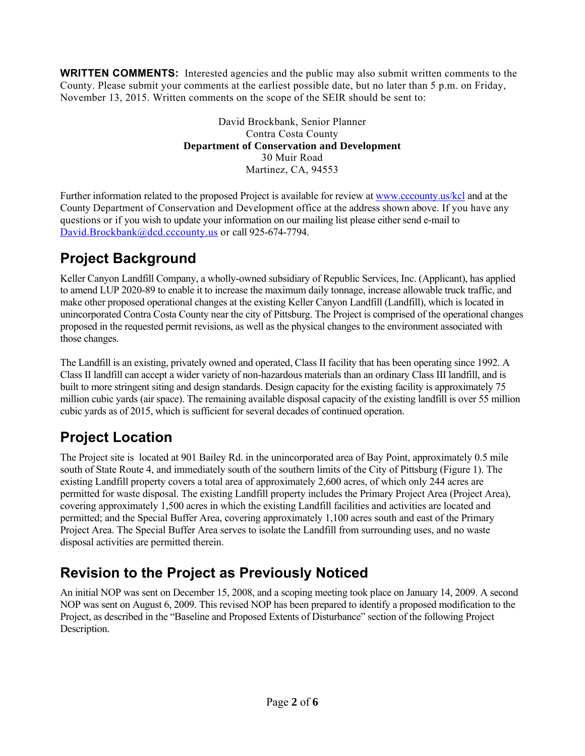**WRITTEN COMMENTS:** Interested agencies and the public may also submit written comments to the County. Please submit your comments at the earliest possible date, but no later than 5 p.m. on Friday, November 13, 2015. Written comments on the scope of the SEIR should be sent to:

David Brockbank, Senior Planner  
Contra Costa County  
**Department of Conservation and Development**  
30 Muir Road  
Martinez, CA, 94553

Further information related to the proposed Project is available for review at www.cccounty.us/kcl and at the County Department of Conservation and Development office at the address shown above. If you have any questions or if you wish to update your information on our mailing list please either send e-mail to David.Brockbank@dcd.cccounty.us or call 925-674-7794.

## Project Background

Keller Canyon Landfill Company, a wholly-owned subsidiary of Republic Services, Inc. (Applicant), has applied to amend LUP 2020-89 to enable it to increase the maximum daily tonnage, increase allowable truck traffic, and make other proposed operational changes at the existing Keller Canyon Landfill (Landfill), which is located in unincorporated Contra Costa County near the city of Pittsburg. The Project is comprised of the operational changes proposed in the requested permit revisions, as well as the physical changes to the environment associated with those changes.

The Landfill is an existing, privately owned and operated, Class II facility that has been operating since 1992. A Class II landfill can accept a wider variety of non-hazardous materials than an ordinary Class III landfill, and is built to more stringent siting and design standards. Design capacity for the existing facility is approximately 75 million cubic yards (air space). The remaining available disposal capacity of the existing landfill is over 55 million cubic yards as of 2015, which is sufficient for several decades of continued operation.

## Project Location

The Project site is located at 901 Bailey Rd. in the unincorporated area of Bay Point, approximately 0.5 mile south of State Route 4, and immediately south of the southern limits of the City of Pittsburg (Figure 1). The existing Landfill property covers a total area of approximately 2,600 acres, of which only 244 acres are permitted for waste disposal. The existing Landfill property includes the Primary Project Area (Project Area), covering approximately 1,500 acres in which the existing Landfill facilities and activities are located and permitted; and the Special Buffer Area, covering approximately 1,100 acres south and east of the Primary Project Area. The Special Buffer Area serves to isolate the Landfill from surrounding uses, and no waste disposal activities are permitted therein.

## Revision to the Project as Previously Noticed

An initial NOP was sent on December 15, 2008, and a scoping meeting took place on January 14, 2009. A second NOP was sent on August 6, 2009. This revised NOP has been prepared to identify a proposed modification to the Project, as described in the "Baseline and Proposed Extents of Disturbance" section of the following Project Description.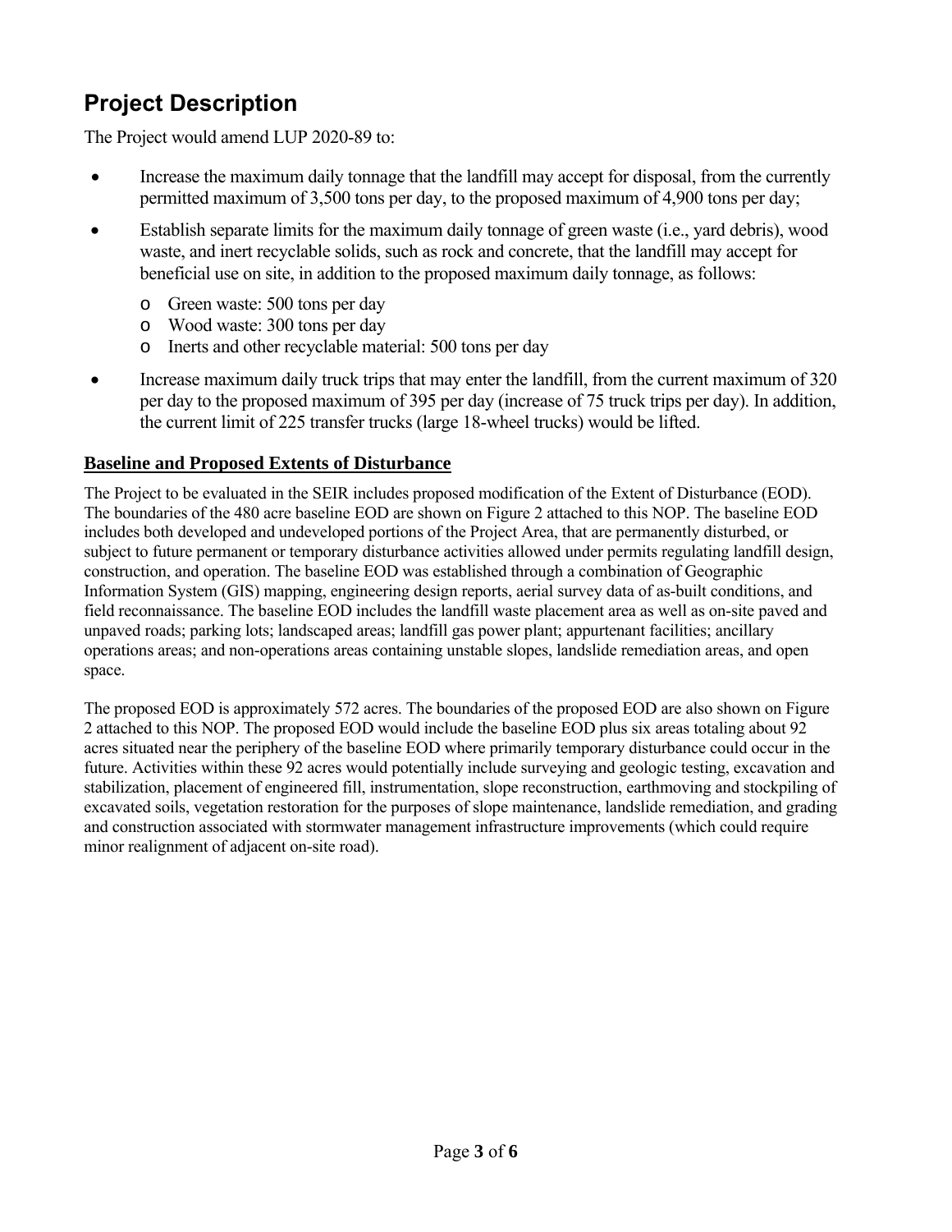## Project Description

The Project would amend LUP 2020-89 to:

- Increase the maximum daily tonnage that the landfill may accept for disposal, from the currently permitted maximum of 3,500 tons per day, to the proposed maximum of 4,900 tons per day;
- Establish separate limits for the maximum daily tonnage of green waste (i.e., yard debris), wood waste, and inert recyclable solids, such as rock and concrete, that the landfill may accept for beneficial use on site, in addition to the proposed maximum daily tonnage, as follows:
  - Green waste: 500 tons per day
  - Wood waste: 300 tons per day
  - Inerts and other recyclable material: 500 tons per day
- Increase maximum daily truck trips that may enter the landfill, from the current maximum of 320 per day to the proposed maximum of 395 per day (increase of 75 truck trips per day). In addition, the current limit of 225 transfer trucks (large 18-wheel trucks) would be lifted.

### Baseline and Proposed Extents of Disturbance

The Project to be evaluated in the SEIR includes proposed modification of the Extent of Disturbance (EOD). The boundaries of the 480 acre baseline EOD are shown on Figure 2 attached to this NOP. The baseline EOD includes both developed and undeveloped portions of the Project Area, that are permanently disturbed, or subject to future permanent or temporary disturbance activities allowed under permits regulating landfill design, construction, and operation. The baseline EOD was established through a combination of Geographic Information System (GIS) mapping, engineering design reports, aerial survey data of as-built conditions, and field reconnaissance. The baseline EOD includes the landfill waste placement area as well as on-site paved and unpaved roads; parking lots; landscaped areas; landfill gas power plant; appurtenant facilities; ancillary operations areas; and non-operations areas containing unstable slopes, landslide remediation areas, and open space.

The proposed EOD is approximately 572 acres. The boundaries of the proposed EOD are also shown on Figure 2 attached to this NOP. The proposed EOD would include the baseline EOD plus six areas totaling about 92 acres situated near the periphery of the baseline EOD where primarily temporary disturbance could occur in the future. Activities within these 92 acres would potentially include surveying and geologic testing, excavation and stabilization, placement of engineered fill, instrumentation, slope reconstruction, earthmoving and stockpiling of excavated soils, vegetation restoration for the purposes of slope maintenance, landslide remediation, and grading and construction associated with stormwater management infrastructure improvements (which could require minor realignment of adjacent on-site road).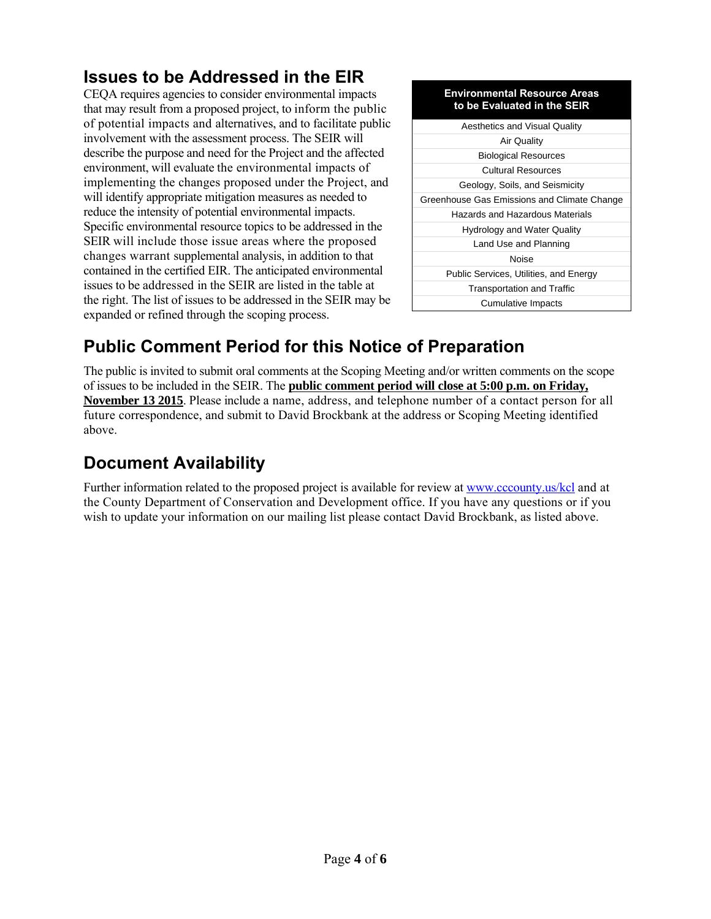## Issues to be Addressed in the EIR

CEQA requires agencies to consider environmental impacts that may result from a proposed project, to inform the public of potential impacts and alternatives, and to facilitate public involvement with the assessment process. The SEIR will describe the purpose and need for the Project and the affected environment, will evaluate the environmental impacts of implementing the changes proposed under the Project, and will identify appropriate mitigation measures as needed to reduce the intensity of potential environmental impacts. Specific environmental resource topics to be addressed in the SEIR will include those issue areas where the proposed changes warrant supplemental analysis, in addition to that contained in the certified EIR. The anticipated environmental issues to be addressed in the SEIR are listed in the table at the right. The list of issues to be addressed in the SEIR may be expanded or refined through the scoping process.

| Environmental Resource Areas to be Evaluated in the SEIR |
|---|
| Aesthetics and Visual Quality |
| Air Quality |
| Biological Resources |
| Cultural Resources |
| Geology, Soils, and Seismicity |
| Greenhouse Gas Emissions and Climate Change |
| Hazards and Hazardous Materials |
| Hydrology and Water Quality |
| Land Use and Planning |
| Noise |
| Public Services, Utilities, and Energy |
| Transportation and Traffic |
| Cumulative Impacts |

## Public Comment Period for this Notice of Preparation

The public is invited to submit oral comments at the Scoping Meeting and/or written comments on the scope of issues to be included in the SEIR. The **public comment period will close at 5:00 p.m. on Friday, November 13 2015**. Please include a name, address, and telephone number of a contact person for all future correspondence, and submit to David Brockbank at the address or Scoping Meeting identified above.

## Document Availability

Further information related to the proposed project is available for review at www.cccounty.us/kcl and at the County Department of Conservation and Development office. If you have any questions or if you wish to update your information on our mailing list please contact David Brockbank, as listed above.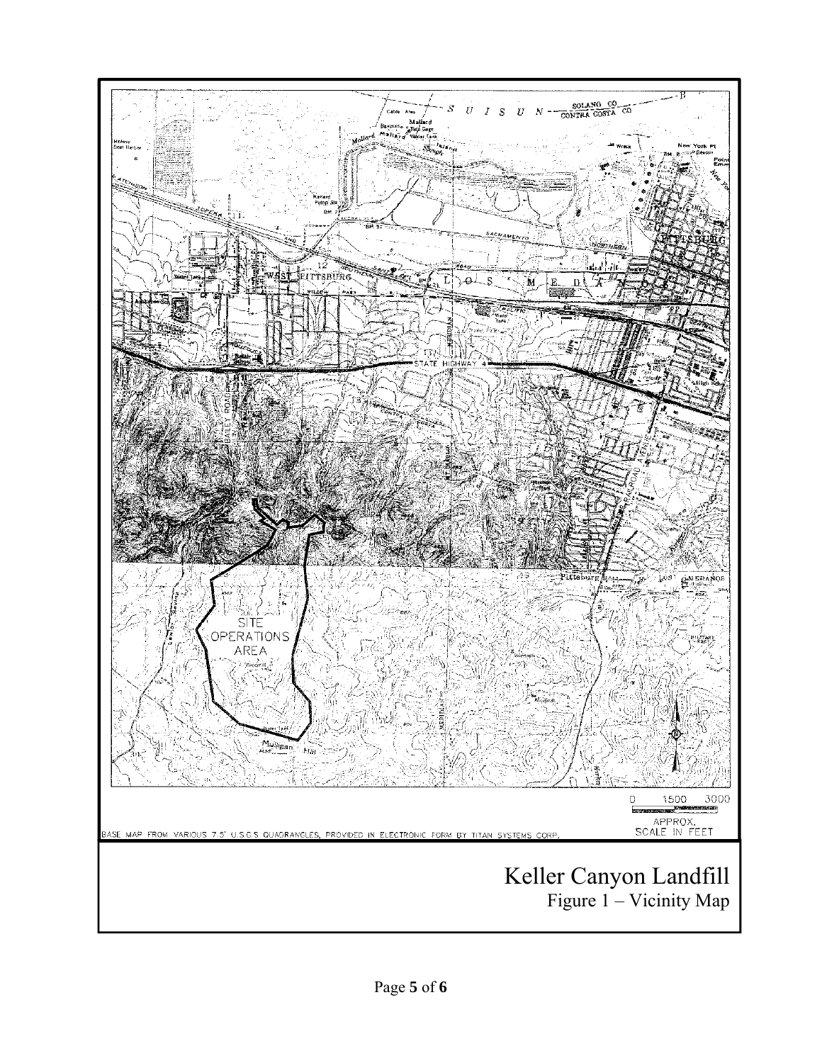BASE MAP FROM VARIOUS 7.5' U.S.G.S QUADRANGLES, PROVIDED IN ELECTRONIC FORM BY TITAN SYSTEMS CORP.

0 1500 3000

APPROX. SCALE IN FEET

Keller Canyon Landfill

Figure 1 – Vicinity Map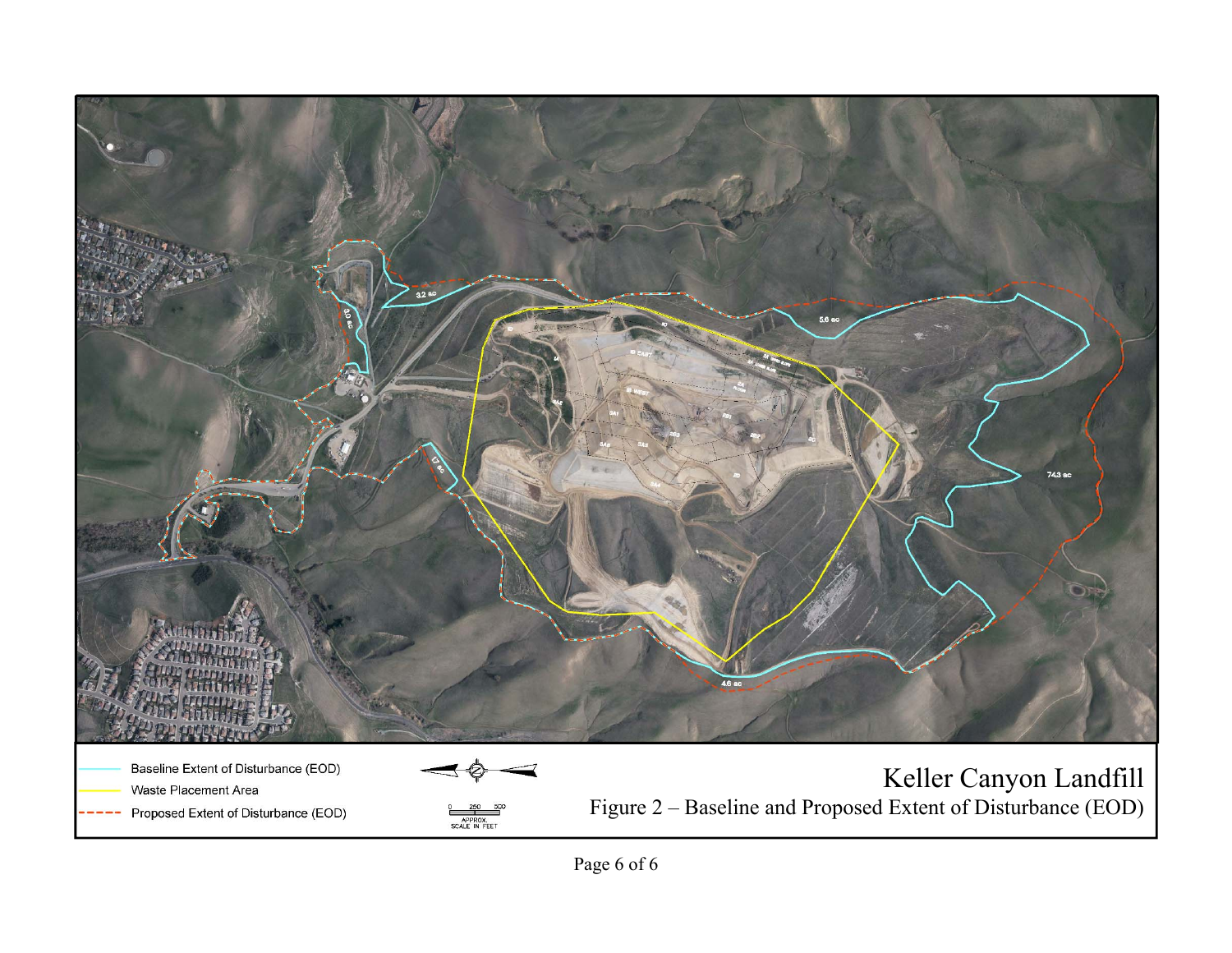3.2 ac

3.0 ac

5.6 ac

1.7 ac

74.3 ac

4.6 ac

Baseline Extent of Disturbance (EOD)

Waste Placement Area

Proposed Extent of Disturbance (EOD)

0 250 500

APPROX. SCALE IN FEET

Keller Canyon Landfill

Figure 2 – Baseline and Proposed Extent of Disturbance (EOD)